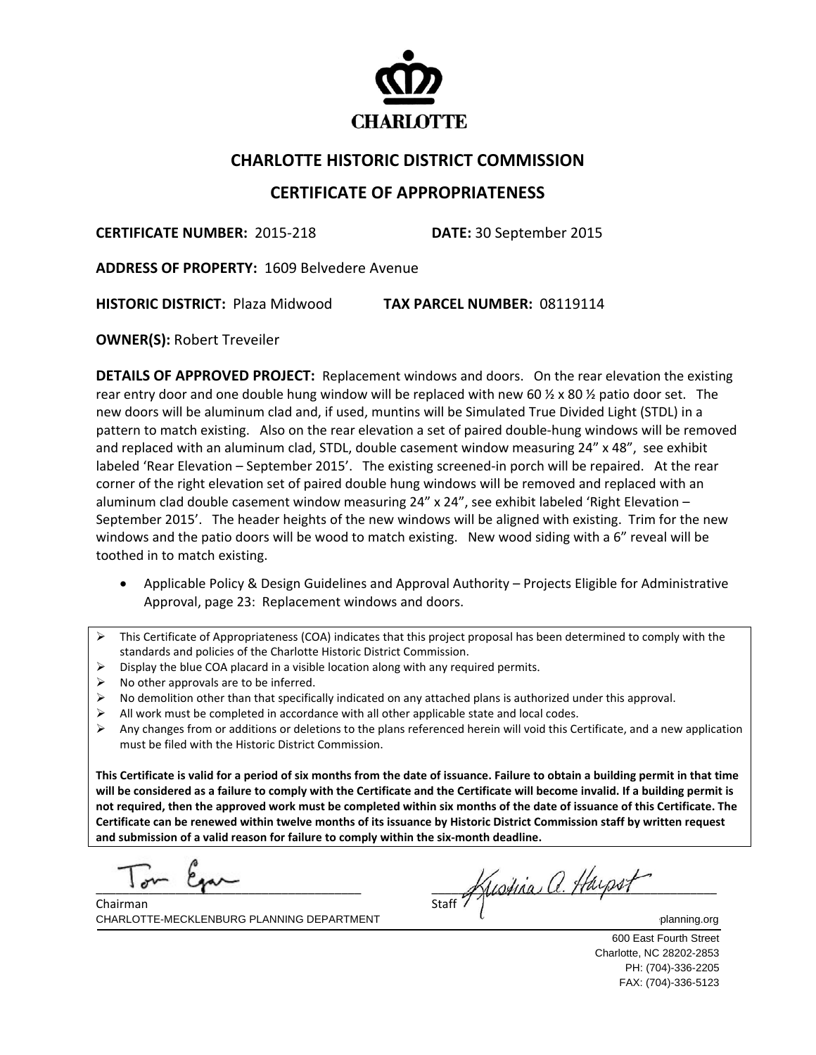CHARLOTTE

## CHARLOTTE HISTORIC DISTRICT COMMISSION

## CERTIFICATE OF APPROPRIATENESS

**CERTIFICATE NUMBER:** 2015-218 **DATE:** 30 September 2015

**ADDRESS OF PROPERTY:** 1609 Belvedere Avenue

**HISTORIC DISTRICT:** Plaza Midwood **TAX PARCEL NUMBER:** 08119114

**OWNER(S):** Robert Treveiler

**DETAILS OF APPROVED PROJECT:** Replacement windows and doors. On the rear elevation the existing rear entry door and one double hung window will be replaced with new 60 ½ x 80 ½ patio door set. The new doors will be aluminum clad and, if used, muntins will be Simulated True Divided Light (STDL) in a pattern to match existing. Also on the rear elevation a set of paired double-hung windows will be removed and replaced with an aluminum clad, STDL, double casement window measuring 24" x 48", see exhibit labeled 'Rear Elevation – September 2015'. The existing screened-in porch will be repaired. At the rear corner of the right elevation set of paired double hung windows will be removed and replaced with an aluminum clad double casement window measuring 24" x 24", see exhibit labeled 'Right Elevation – September 2015'. The header heights of the new windows will be aligned with existing. Trim for the new windows and the patio doors will be wood to match existing. New wood siding with a 6" reveal will be toothed in to match existing.

- Applicable Policy & Design Guidelines and Approval Authority – Projects Eligible for Administrative Approval, page 23: Replacement windows and doors.

---

- This Certificate of Appropriateness (COA) indicates that this project proposal has been determined to comply with the standards and policies of the Charlotte Historic District Commission.
- Display the blue COA placard in a visible location along with any required permits.
- No other approvals are to be inferred.
- No demolition other than that specifically indicated on any attached plans is authorized under this approval.
- All work must be completed in accordance with all other applicable state and local codes.
- Any changes from or additions or deletions to the plans referenced herein will void this Certificate, and a new application must be filed with the Historic District Commission.

**This Certificate is valid for a period of six months from the date of issuance. Failure to obtain a building permit in that time will be considered as a failure to comply with the Certificate and the Certificate will become invalid. If a building permit is not required, then the approved work must be completed within six months of the date of issuance of this Certificate. The Certificate can be renewed within twelve months of its issuance by Historic District Commission staff by written request and submission of a valid reason for failure to comply within the six-month deadline.**

---

Tom Egan
Chairman

Kristina A. Harpst
Staff

CHARLOTTE-MECKLENBURG PLANNING DEPARTMENT planning.org

600 East Fourth Street
Charlotte, NC 28202-2853
PH: (704)-336-2205
FAX: (704)-336-5123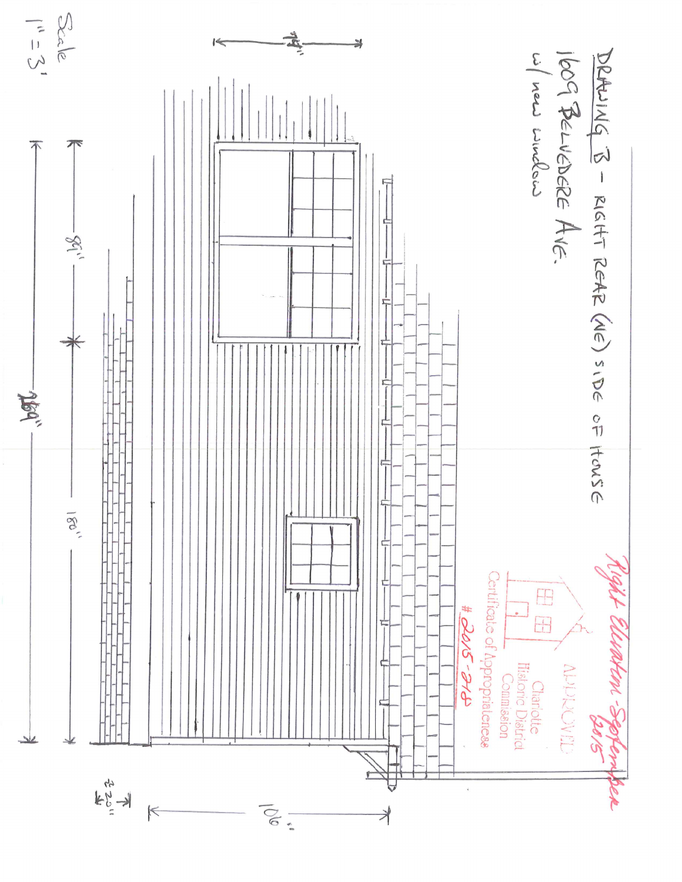DRAWING B - RIGHT REAR (NE) SIDE OF HOUSE

1609 BELVEDERE AVE.

w/ new window

Scale

1" = 3'

74"

84"

180"

264"

106"

22"

Right Elevation - September 2015

APPROVED

Charlotte Historic District Commission

Certificate of Appropriateness

# 2015-218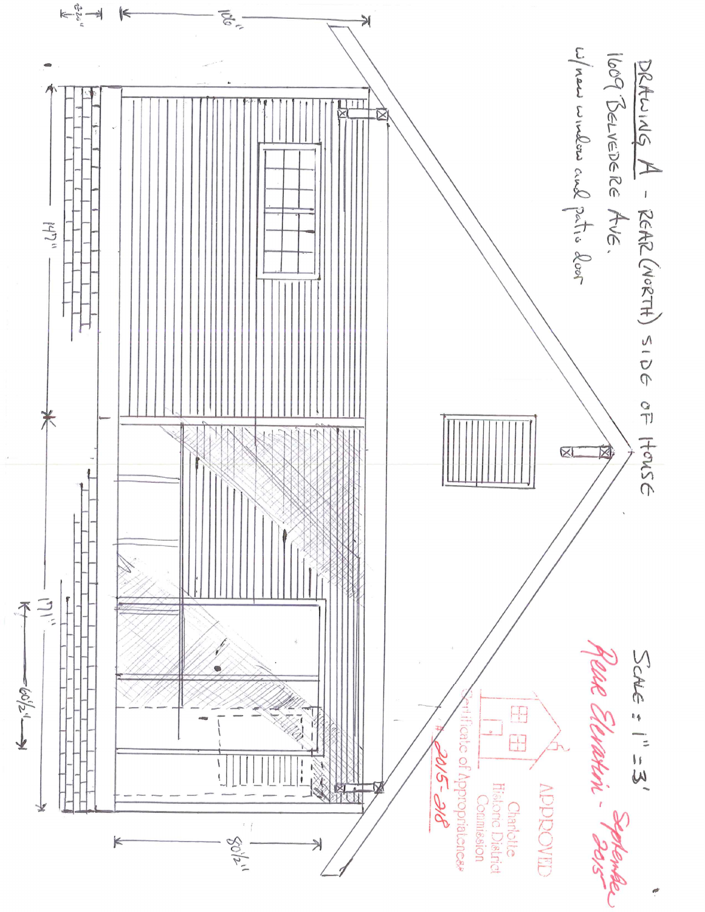DRAWING A - REAR (NORTH) SIDE OF HOUSE

1609 BELVEDERE AVE.

w/ new window and patio door

SCALE : 1" = 3'

Rear Elevation - September 2015

APPROVED

Charlotte Historic District Commission

Certificate of Appropriateness

# 2015-218

106"

8 3/4"

147"

171"

60 1/2"

80 1/2"